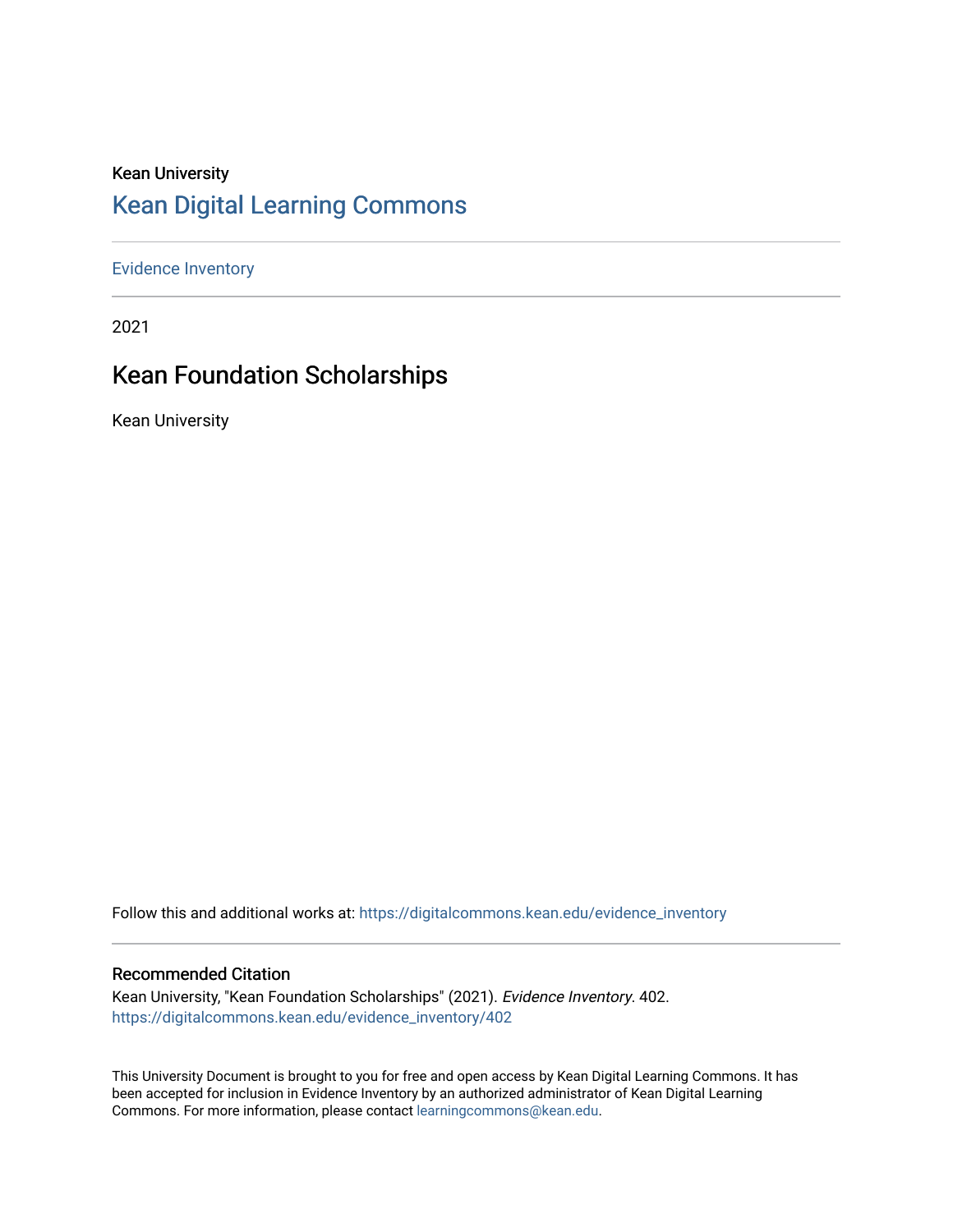Kean University

# Kean Digital Learning Commons

Evidence Inventory

2021

## Kean Foundation Scholarships

Kean University

Follow this and additional works at: https://digitalcommons.kean.edu/evidence_inventory

### Recommended Citation

Kean University, "Kean Foundation Scholarships" (2021). *Evidence Inventory*. 402.
https://digitalcommons.kean.edu/evidence_inventory/402

This University Document is brought to you for free and open access by Kean Digital Learning Commons. It has been accepted for inclusion in Evidence Inventory by an authorized administrator of Kean Digital Learning Commons. For more information, please contact learningcommons@kean.edu.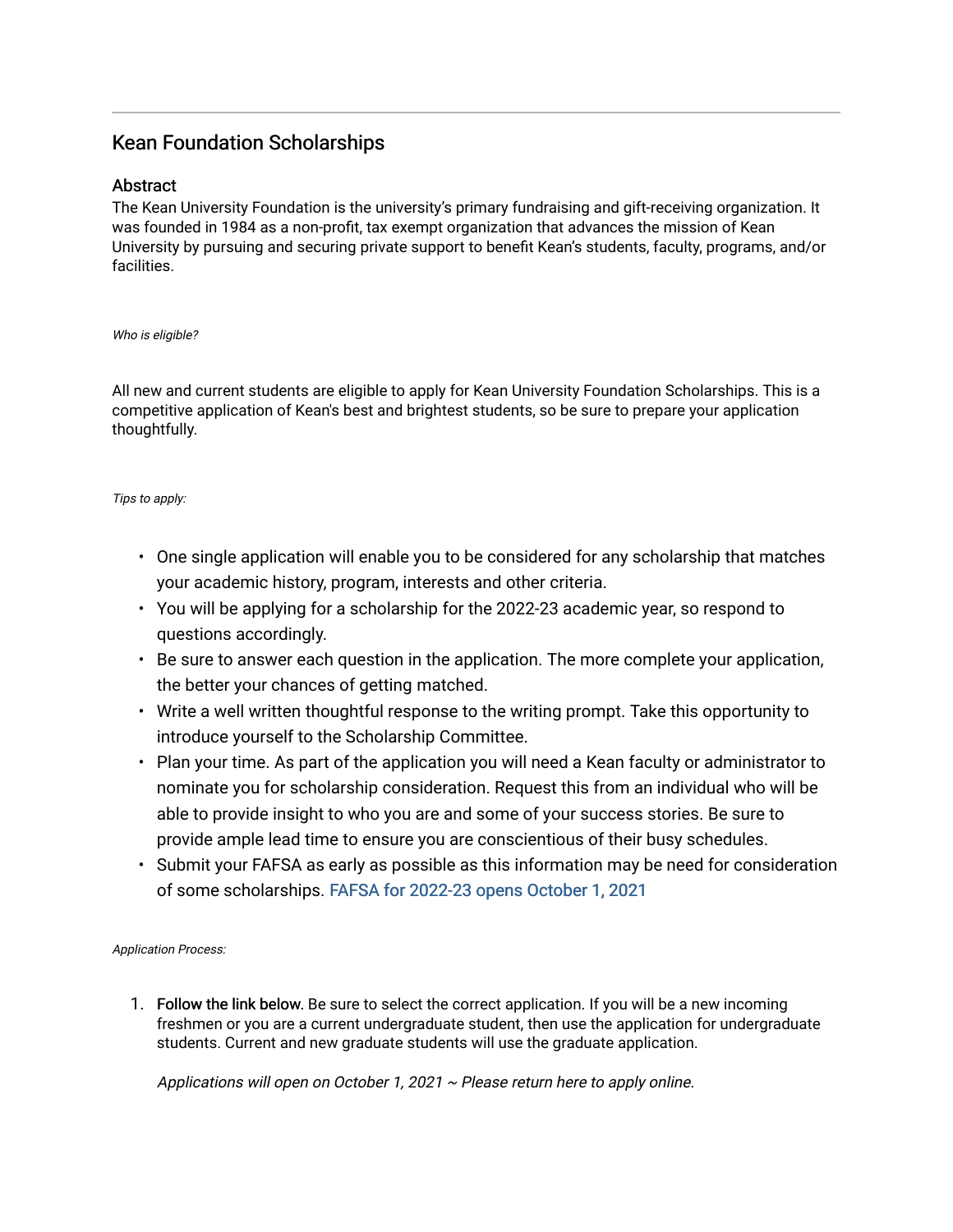## Kean Foundation Scholarships

### Abstract

The Kean University Foundation is the university's primary fundraising and gift-receiving organization. It was founded in 1984 as a non-profit, tax exempt organization that advances the mission of Kean University by pursuing and securing private support to benefit Kean's students, faculty, programs, and/or facilities.

*Who is eligible?*

All new and current students are eligible to apply for Kean University Foundation Scholarships. This is a competitive application of Kean's best and brightest students, so be sure to prepare your application thoughtfully.

*Tips to apply:*

- One single application will enable you to be considered for any scholarship that matches your academic history, program, interests and other criteria.
- You will be applying for a scholarship for the 2022-23 academic year, so respond to questions accordingly.
- Be sure to answer each question in the application. The more complete your application, the better your chances of getting matched.
- Write a well written thoughtful response to the writing prompt. Take this opportunity to introduce yourself to the Scholarship Committee.
- Plan your time. As part of the application you will need a Kean faculty or administrator to nominate you for scholarship consideration. Request this from an individual who will be able to provide insight to who you are and some of your success stories. Be sure to provide ample lead time to ensure you are conscientious of their busy schedules.
- Submit your FAFSA as early as possible as this information may be need for consideration of some scholarships. FAFSA for 2022-23 opens October 1, 2021

*Application Process:*

1. Follow the link below. Be sure to select the correct application. If you will be a new incoming freshmen or you are a current undergraduate student, then use the application for undergraduate students. Current and new graduate students will use the graduate application.

   *Applications will open on October 1, 2021 ~ Please return here to apply online.*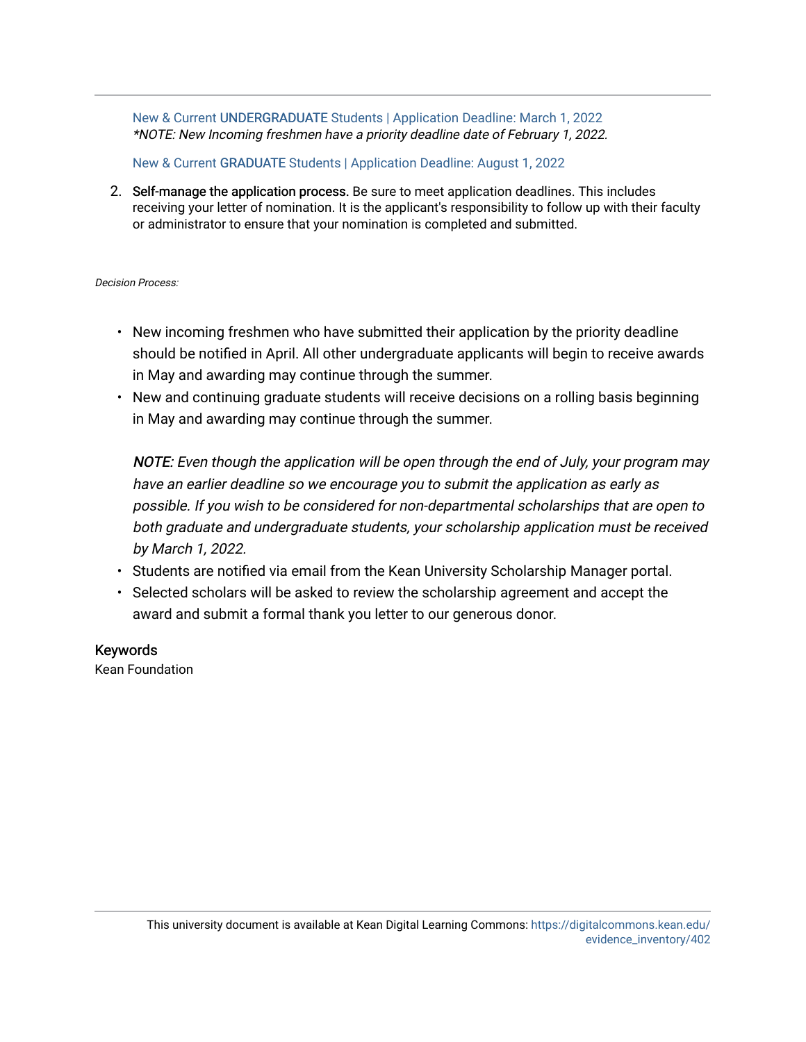New & Current **UNDERGRADUATE** Students | Application Deadline: March 1, 2022
*\*NOTE: New Incoming freshmen have a priority deadline date of February 1, 2022.*

New & Current **GRADUATE** Students | Application Deadline: August 1, 2022

2. **Self-manage the application process.** Be sure to meet application deadlines. This includes receiving your letter of nomination. It is the applicant's responsibility to follow up with their faculty or administrator to ensure that your nomination is completed and submitted.

*Decision Process:*

- New incoming freshmen who have submitted their application by the priority deadline should be notified in April. All other undergraduate applicants will begin to receive awards in May and awarding may continue through the summer.
- New and continuing graduate students will receive decisions on a rolling basis beginning in May and awarding may continue through the summer.

  ***NOTE**: Even though the application will be open through the end of July, your program may have an earlier deadline so we encourage you to submit the application as early as possible. If you wish to be considered for non-departmental scholarships that are open to both graduate and undergraduate students, your scholarship application must be received by March 1, 2022.*
- Students are notified via email from the Kean University Scholarship Manager portal.
- Selected scholars will be asked to review the scholarship agreement and accept the award and submit a formal thank you letter to our generous donor.

## Keywords

Kean Foundation

This university document is available at Kean Digital Learning Commons: https://digitalcommons.kean.edu/evidence_inventory/402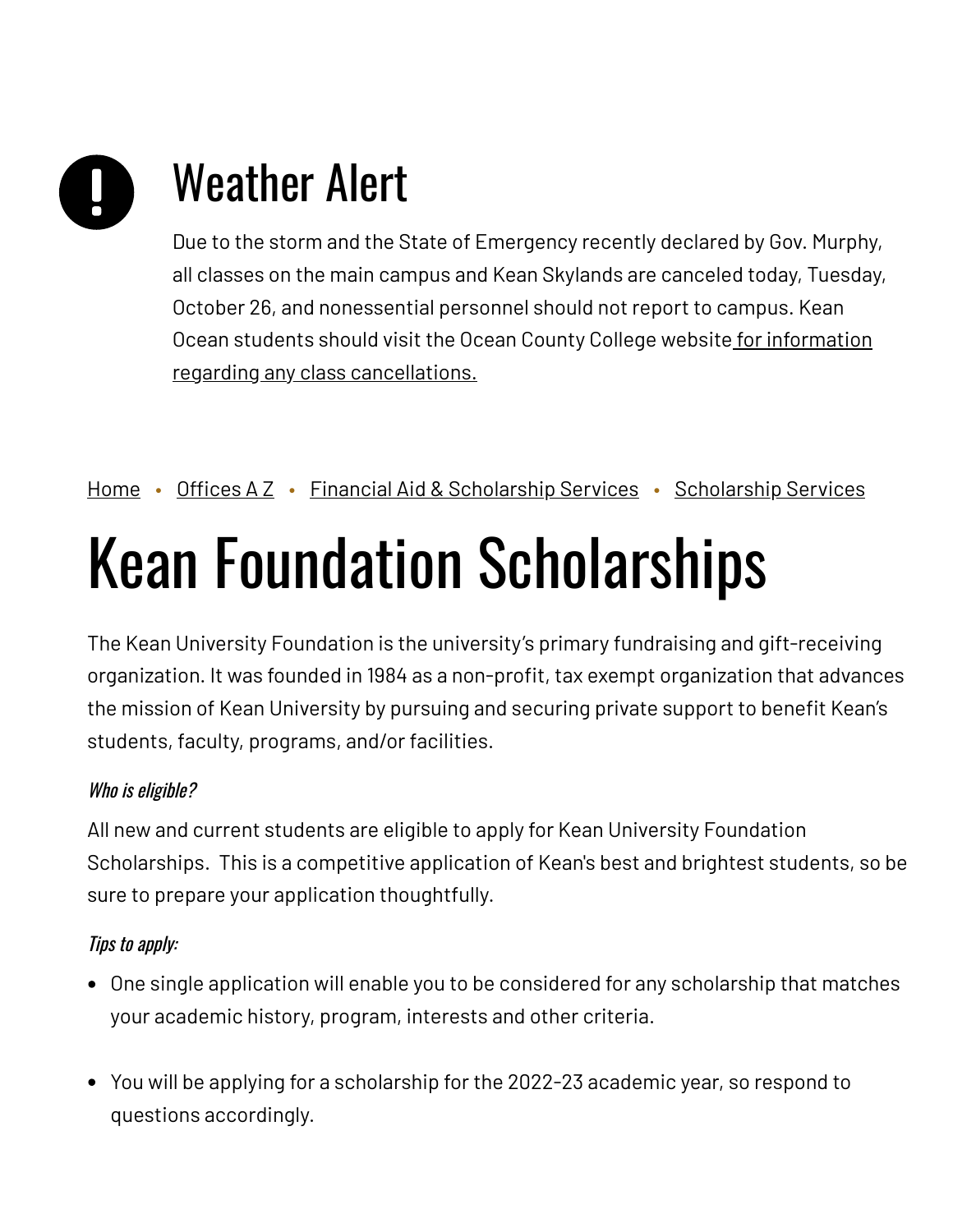## Weather Alert

Due to the storm and the State of Emergency recently declared by Gov. Murphy, all classes on the main campus and Kean Skylands are canceled today, Tuesday, October 26, and nonessential personnel should not report to campus. Kean Ocean students should visit the Ocean County College website for information regarding any class cancellations.

Home • Offices A Z • Financial Aid & Scholarship Services • Scholarship Services

# Kean Foundation Scholarships

The Kean University Foundation is the university's primary fundraising and gift-receiving organization. It was founded in 1984 as a non-profit, tax exempt organization that advances the mission of Kean University by pursuing and securing private support to benefit Kean's students, faculty, programs, and/or facilities.

*Who is eligible?*

All new and current students are eligible to apply for Kean University Foundation Scholarships. This is a competitive application of Kean's best and brightest students, so be sure to prepare your application thoughtfully.

*Tips to apply:*

- One single application will enable you to be considered for any scholarship that matches your academic history, program, interests and other criteria.
- You will be applying for a scholarship for the 2022-23 academic year, so respond to questions accordingly.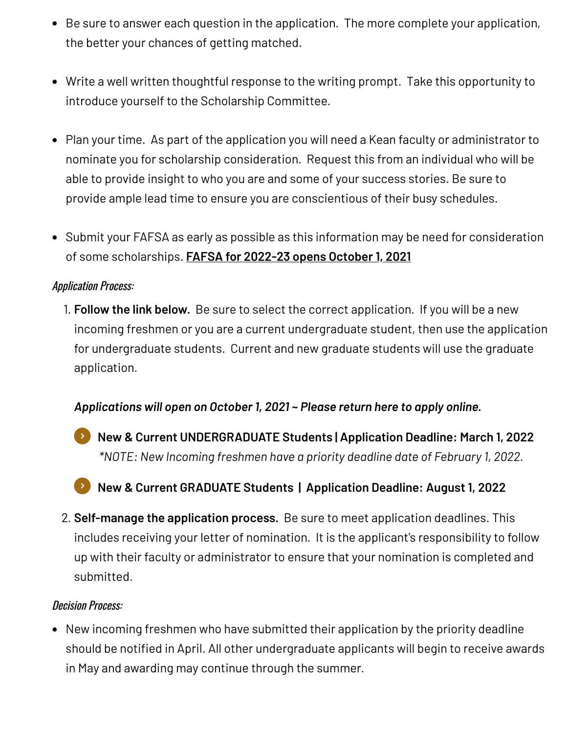- Be sure to answer each question in the application. The more complete your application, the better your chances of getting matched.

- Write a well written thoughtful response to the writing prompt. Take this opportunity to introduce yourself to the Scholarship Committee.

- Plan your time. As part of the application you will need a Kean faculty or administrator to nominate you for scholarship consideration. Request this from an individual who will be able to provide insight to who you are and some of your success stories. Be sure to provide ample lead time to ensure you are conscientious of their busy schedules.

- Submit your FAFSA as early as possible as this information may be need for consideration of some scholarships. **FAFSA for 2022-23 opens October 1, 2021**

*Application Process:*

1. **Follow the link below.** Be sure to select the correct application. If you will be a new incoming freshmen or you are a current undergraduate student, then use the application for undergraduate students. Current and new graduate students will use the graduate application.

   ***Applications will open on October 1, 2021 ~ Please return here to apply online.***

   - **New & Current UNDERGRADUATE Students | Application Deadline: March 1, 2022**
     *\*NOTE: New Incoming freshmen have a priority deadline date of February 1, 2022.*

   - **New & Current GRADUATE Students | Application Deadline: August 1, 2022**

2. **Self-manage the application process.** Be sure to meet application deadlines. This includes receiving your letter of nomination. It is the applicant's responsibility to follow up with their faculty or administrator to ensure that your nomination is completed and submitted.

*Decision Process:*

- New incoming freshmen who have submitted their application by the priority deadline should be notified in April. All other undergraduate applicants will begin to receive awards in May and awarding may continue through the summer.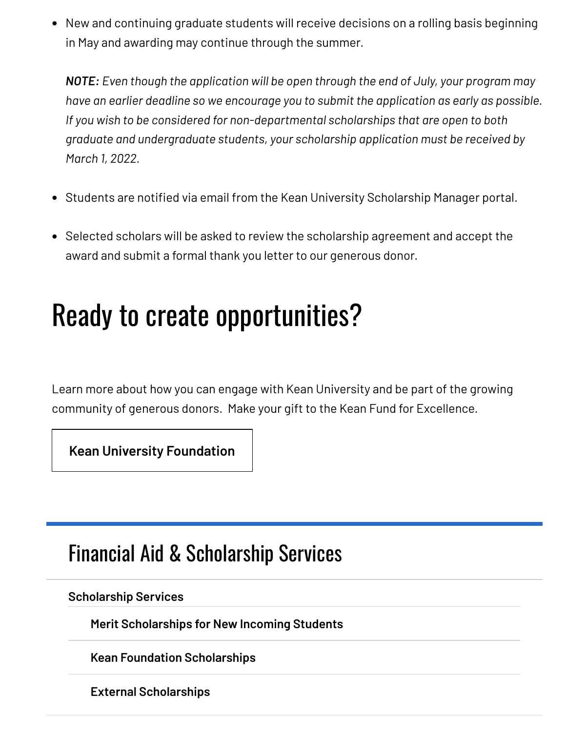- New and continuing graduate students will receive decisions on a rolling basis beginning in May and awarding may continue through the summer.

  ***NOTE:*** *Even though the application will be open through the end of July, your program may have an earlier deadline so we encourage you to submit the application as early as possible. If you wish to be considered for non-departmental scholarships that are open to both graduate and undergraduate students, your scholarship application must be received by March 1, 2022.*

- Students are notified via email from the Kean University Scholarship Manager portal.

- Selected scholars will be asked to review the scholarship agreement and accept the award and submit a formal thank you letter to our generous donor.

# Ready to create opportunities?

Learn more about how you can engage with Kean University and be part of the growing community of generous donors. Make your gift to the Kean Fund for Excellence.

**Kean University Foundation**

## Financial Aid & Scholarship Services

**Scholarship Services**

- **Merit Scholarships for New Incoming Students**
- **Kean Foundation Scholarships**
- **External Scholarships**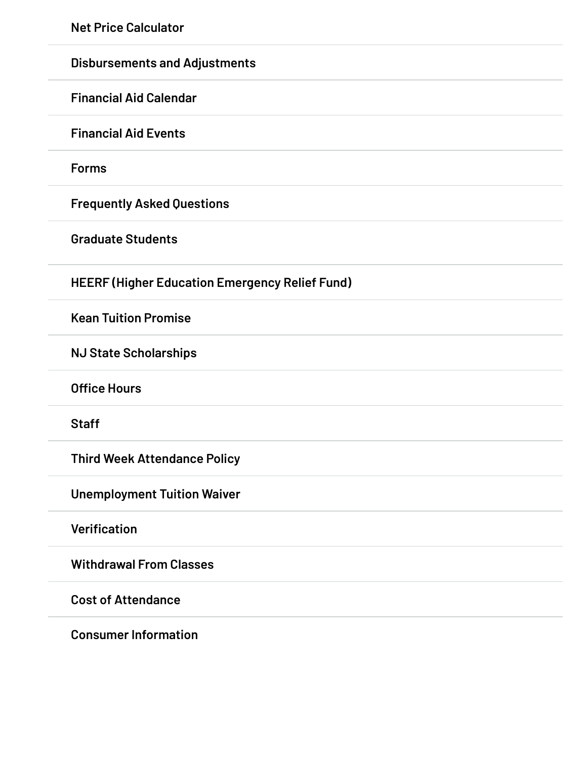**Net Price Calculator**

**Disbursements and Adjustments**

**Financial Aid Calendar**

**Financial Aid Events**

**Forms**

**Frequently Asked Questions**

**Graduate Students**

**HEERF (Higher Education Emergency Relief Fund)**

**Kean Tuition Promise**

**NJ State Scholarships**

**Office Hours**

**Staff**

**Third Week Attendance Policy**

**Unemployment Tuition Waiver**

**Verification**

**Withdrawal From Classes**

**Cost of Attendance**

**Consumer Information**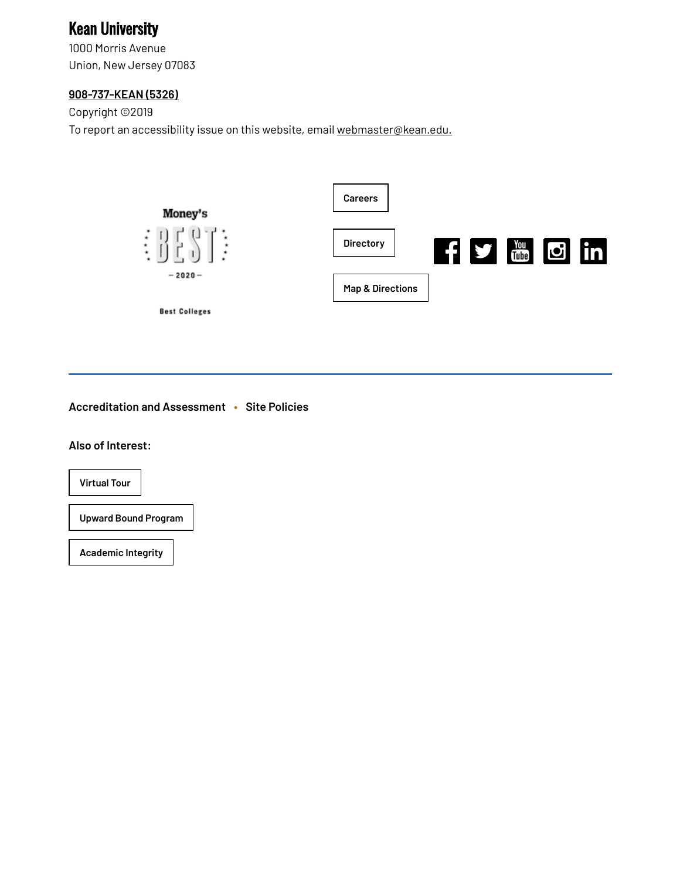**Kean University**

1000 Morris Avenue
Union, New Jersey 07083

908-737-KEAN (5326)

Copyright ©2019

To report an accessibility issue on this website, email webmaster@kean.edu.

Money's BEST – 2020 – Best Colleges

Careers

Directory

Map & Directions

Accreditation and Assessment • Site Policies

**Also of Interest:**

Virtual Tour

Upward Bound Program

Academic Integrity